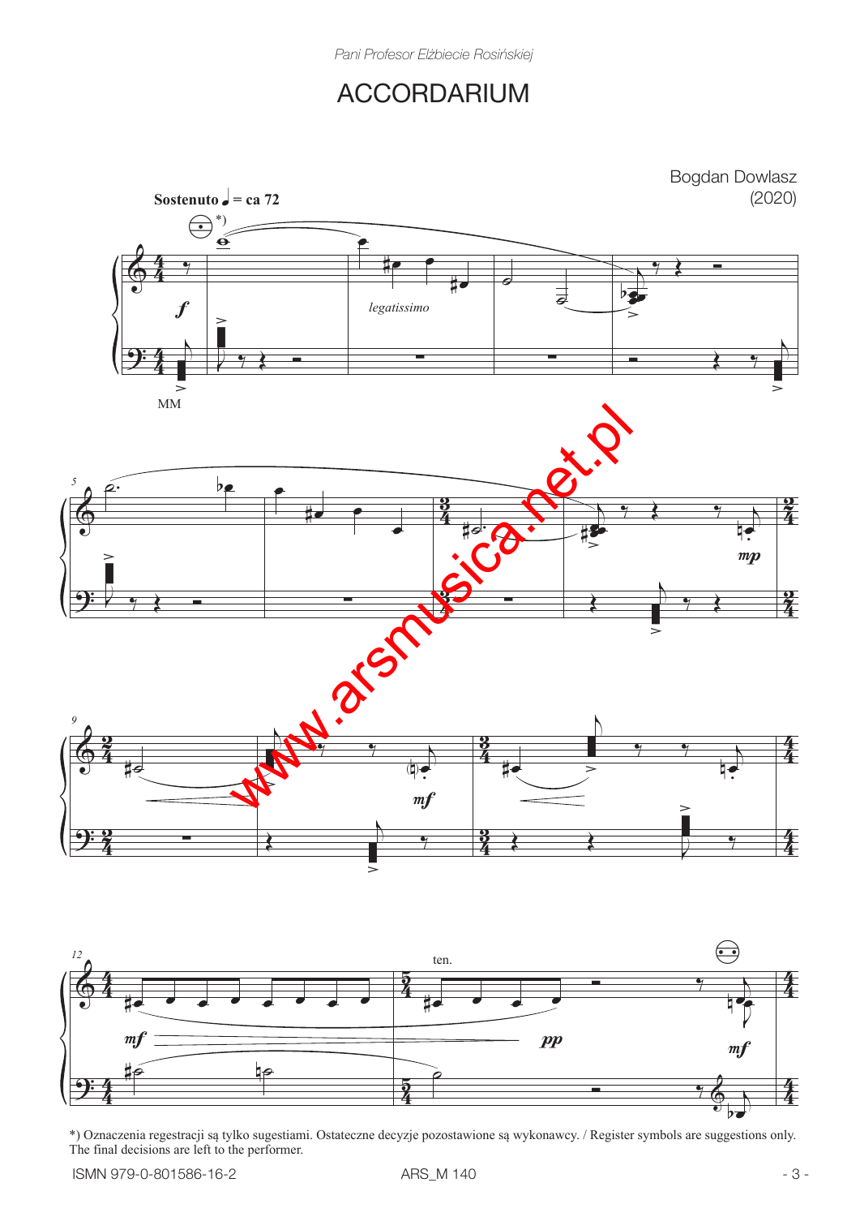*Pani Profesor Elżbiecie Rosińskiej*

# ACCORDARIUM

Bogdan Dowlasz
(2020)

**Sostenuto** ♩ = ca 72

*) Oznaczenia regestracji są tylko sugestiami. Ostateczne decyzje pozostawione są wykonawcy. / Register symbols are suggestions only. The final decisions are left to the performer.

ISMN 979-0-801586-16-2

ARS_M 140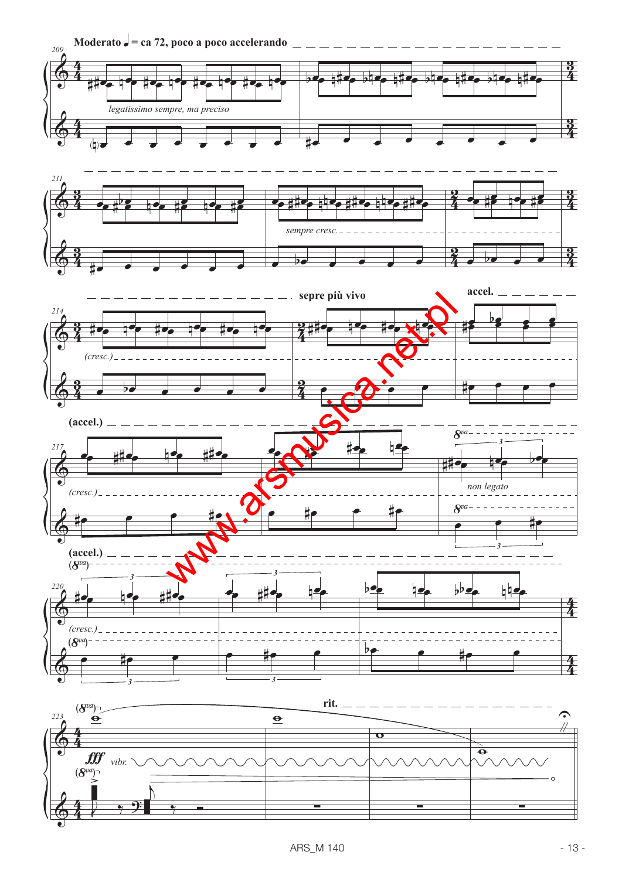Moderato ♩ = ca 72, poco a poco accelerando

*legatissimo sempre, ma preciso*

*sempre cresc.*

*(cresc.)*

sepre più vivo

accel.

(accel.)

*(cresc.)*

*non legato*

(accel.)

*(cresc.)*

*fff* *vibr.*

rit.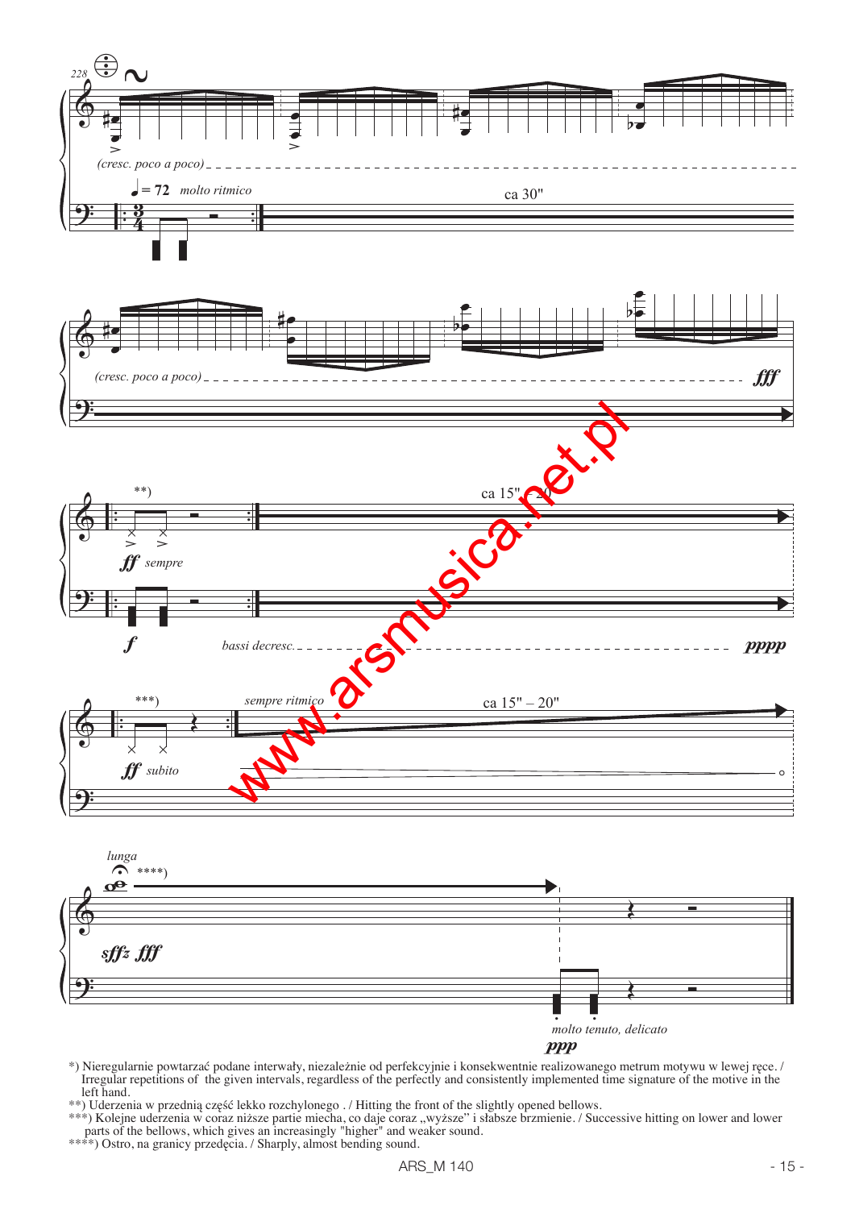*) Nieregularnie powtarzać podane interwały, niezależnie od perfekcyjnie i konsekwentnie realizowanego metrum motywu w lewej ręce. / Irregular repetitions of the given intervals, regardless of the perfectly and consistently implemented time signature of the motive in the left hand.

**) Uderzenia w przednią część lekko rozchylonego . / Hitting the front of the slightly opened bellows.

***) Kolejne uderzenia w coraz niższe partie miecha, co daje coraz „wyższe" i słabsze brzmienie. / Successive hitting on lower and lower parts of the bellows, which gives an increasingly "higher" and weaker sound.

****) Ostro, na granicy przedęcia. / Sharply, almost bending sound.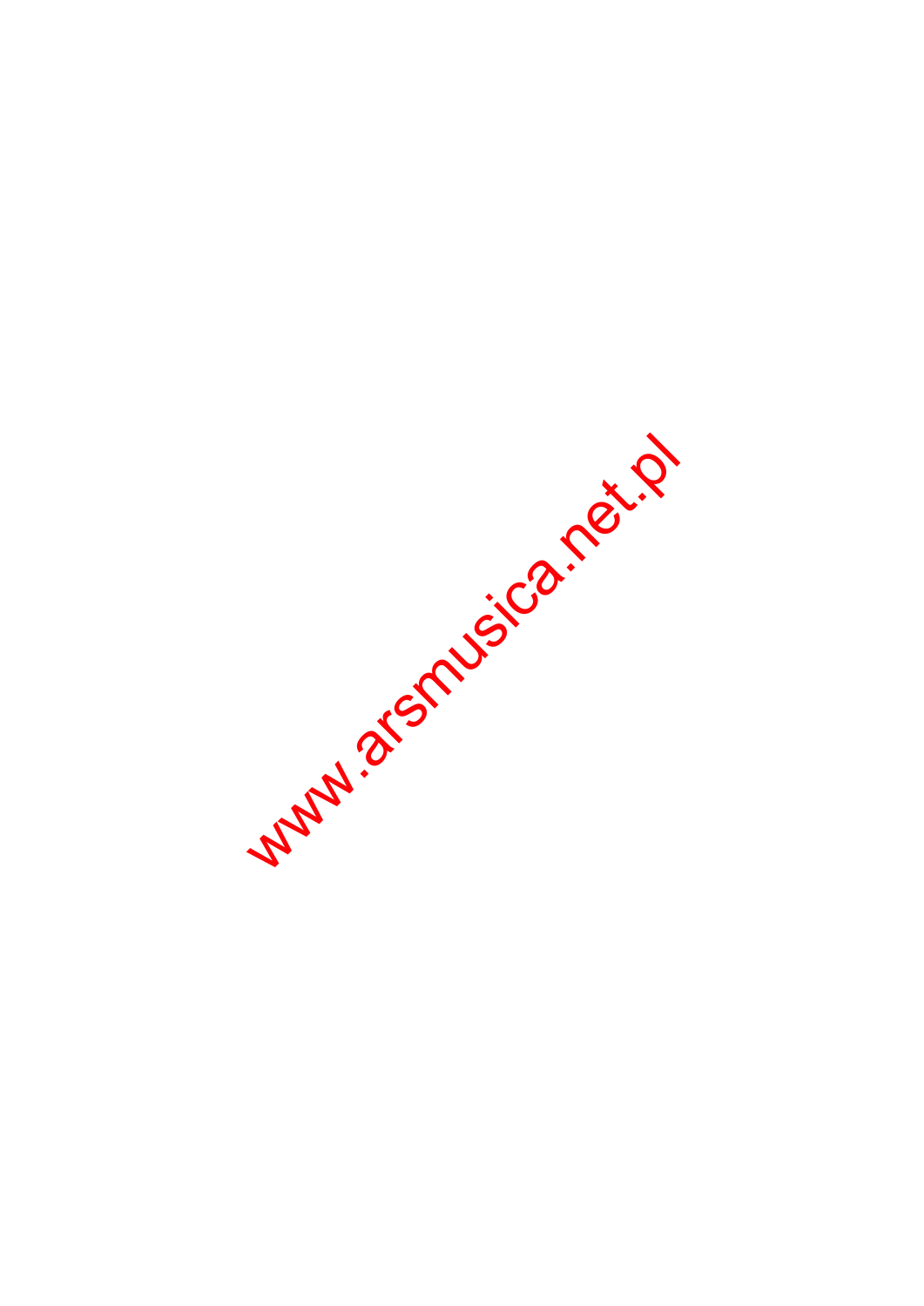www.arsmusica.net.pl